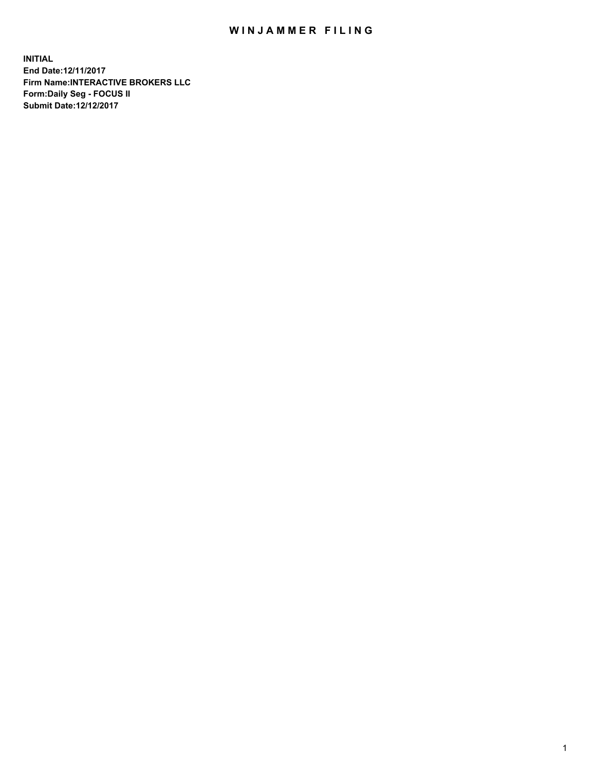# WINJAMMER FILING

**INITIAL**
**End Date:12/11/2017**
**Firm Name:INTERACTIVE BROKERS LLC**
**Form:Daily Seg - FOCUS II**
**Submit Date:12/12/2017**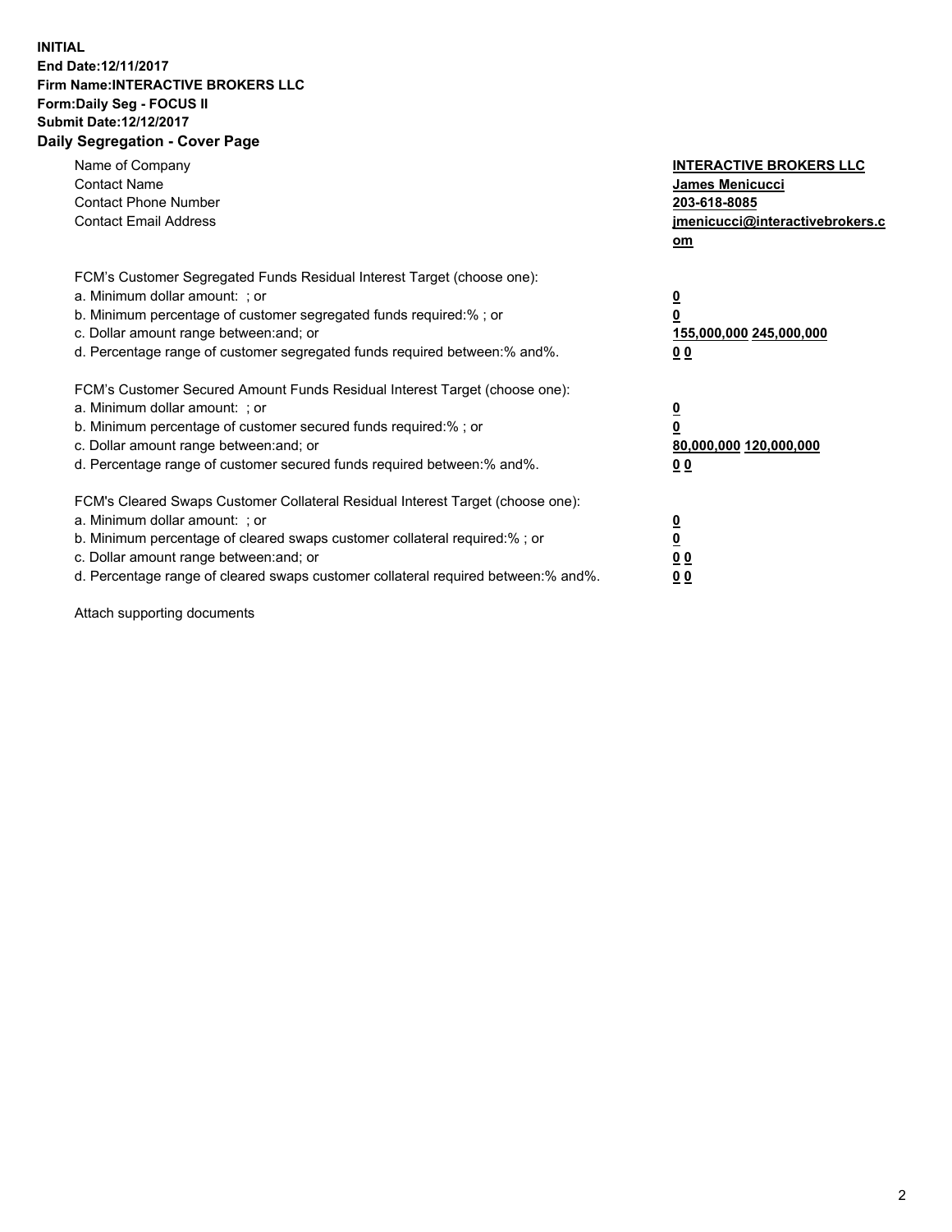**INITIAL**
**End Date:12/11/2017**
**Firm Name:INTERACTIVE BROKERS LLC**
**Form:Daily Seg - FOCUS II**
**Submit Date:12/12/2017**

## Daily Segregation - Cover Page

| | |
|---|---|
| Name of Company | **INTERACTIVE BROKERS LLC** |
| Contact Name | **James Menicucci** |
| Contact Phone Number | **203-618-8085** |
| Contact Email Address | **jmenicucci@interactivebrokers.com** |

FCM's Customer Segregated Funds Residual Interest Target (choose one):

| | |
|---|---|
| a. Minimum dollar amount: ; or | **0** |
| b. Minimum percentage of customer segregated funds required:% ; or | **0** |
| c. Dollar amount range between:and; or | **155,000,000 245,000,000** |
| d. Percentage range of customer segregated funds required between:% and%. | **0 0** |

FCM's Customer Secured Amount Funds Residual Interest Target (choose one):

| | |
|---|---|
| a. Minimum dollar amount: ; or | **0** |
| b. Minimum percentage of customer secured funds required:% ; or | **0** |
| c. Dollar amount range between:and; or | **80,000,000 120,000,000** |
| d. Percentage range of customer secured funds required between:% and%. | **0 0** |

FCM's Cleared Swaps Customer Collateral Residual Interest Target (choose one):

| | |
|---|---|
| a. Minimum dollar amount: ; or | **0** |
| b. Minimum percentage of cleared swaps customer collateral required:% ; or | **0** |
| c. Dollar amount range between:and; or | **0 0** |
| d. Percentage range of cleared swaps customer collateral required between:% and%. | **0 0** |

Attach supporting documents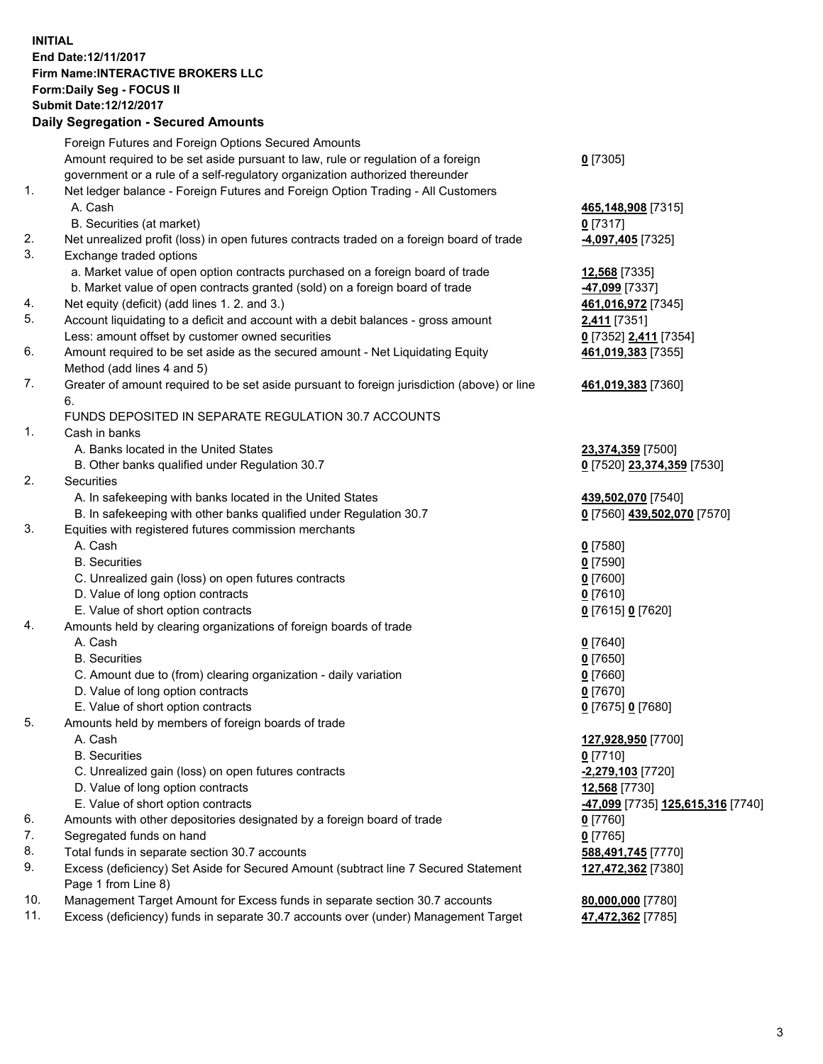**INITIAL**
**End Date:12/11/2017**
**Firm Name:INTERACTIVE BROKERS LLC**
**Form:Daily Seg - FOCUS II**
**Submit Date:12/12/2017**
**Daily Segregation - Secured Amounts**

| | | |
|---|---|---|
| | Foreign Futures and Foreign Options Secured Amounts | |
| | Amount required to be set aside pursuant to law, rule or regulation of a foreign government or a rule of a self-regulatory organization authorized thereunder | **0** [7305] |
| 1. | Net ledger balance - Foreign Futures and Foreign Option Trading - All Customers | |
| | A. Cash | **465,148,908** [7315] |
| | B. Securities (at market) | **0** [7317] |
| 2. | Net unrealized profit (loss) in open futures contracts traded on a foreign board of trade | **-4,097,405** [7325] |
| 3. | Exchange traded options | |
| | a. Market value of open option contracts purchased on a foreign board of trade | **12,568** [7335] |
| | b. Market value of open contracts granted (sold) on a foreign board of trade | **-47,099** [7337] |
| 4. | Net equity (deficit) (add lines 1. 2. and 3.) | **461,016,972** [7345] |
| 5. | Account liquidating to a deficit and account with a debit balances - gross amount | **2,411** [7351] |
| | Less: amount offset by customer owned securities | **0** [7352] **2,411** [7354] |
| 6. | Amount required to be set aside as the secured amount - Net Liquidating Equity Method (add lines 4 and 5) | **461,019,383** [7355] |
| 7. | Greater of amount required to be set aside pursuant to foreign jurisdiction (above) or line 6. | **461,019,383** [7360] |
| | FUNDS DEPOSITED IN SEPARATE REGULATION 30.7 ACCOUNTS | |
| 1. | Cash in banks | |
| | A. Banks located in the United States | **23,374,359** [7500] |
| | B. Other banks qualified under Regulation 30.7 | **0** [7520] **23,374,359** [7530] |
| 2. | Securities | |
| | A. In safekeeping with banks located in the United States | **439,502,070** [7540] |
| | B. In safekeeping with other banks qualified under Regulation 30.7 | **0** [7560] **439,502,070** [7570] |
| 3. | Equities with registered futures commission merchants | |
| | A. Cash | **0** [7580] |
| | B. Securities | **0** [7590] |
| | C. Unrealized gain (loss) on open futures contracts | **0** [7600] |
| | D. Value of long option contracts | **0** [7610] |
| | E. Value of short option contracts | **0** [7615] **0** [7620] |
| 4. | Amounts held by clearing organizations of foreign boards of trade | |
| | A. Cash | **0** [7640] |
| | B. Securities | **0** [7650] |
| | C. Amount due to (from) clearing organization - daily variation | **0** [7660] |
| | D. Value of long option contracts | **0** [7670] |
| | E. Value of short option contracts | **0** [7675] **0** [7680] |
| 5. | Amounts held by members of foreign boards of trade | |
| | A. Cash | **127,928,950** [7700] |
| | B. Securities | **0** [7710] |
| | C. Unrealized gain (loss) on open futures contracts | **-2,279,103** [7720] |
| | D. Value of long option contracts | **12,568** [7730] |
| | E. Value of short option contracts | **-47,099** [7735] **125,615,316** [7740] |
| 6. | Amounts with other depositories designated by a foreign board of trade | **0** [7760] |
| 7. | Segregated funds on hand | **0** [7765] |
| 8. | Total funds in separate section 30.7 accounts | **588,491,745** [7770] |
| 9. | Excess (deficiency) Set Aside for Secured Amount (subtract line 7 Secured Statement Page 1 from Line 8) | **127,472,362** [7380] |
| 10. | Management Target Amount for Excess funds in separate section 30.7 accounts | **80,000,000** [7780] |
| 11. | Excess (deficiency) funds in separate 30.7 accounts over (under) Management Target | **47,472,362** [7785] |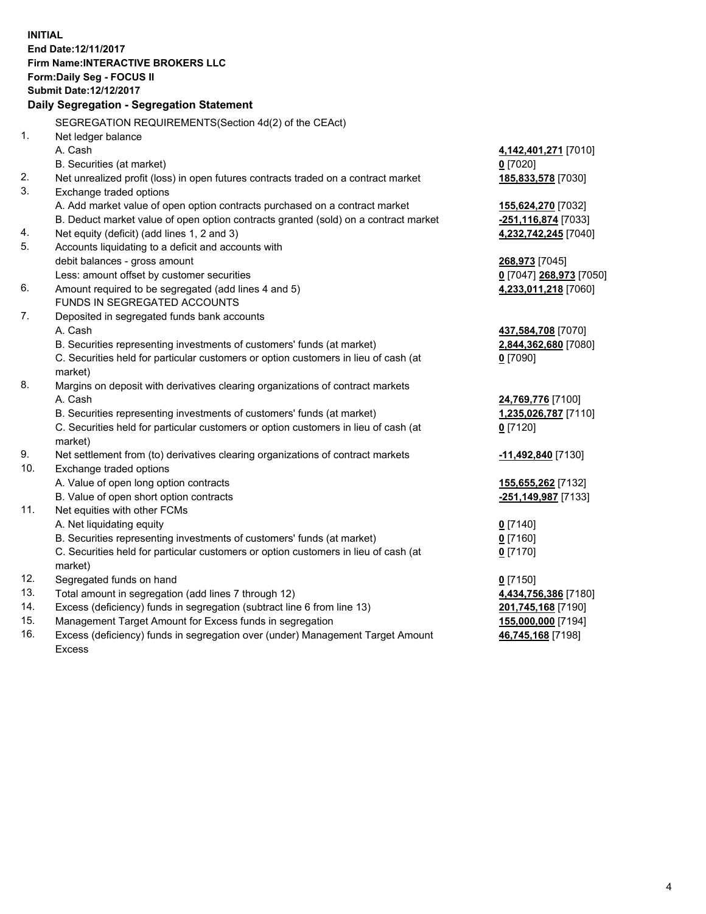**INITIAL**
**End Date:12/11/2017**
**Firm Name:INTERACTIVE BROKERS LLC**
**Form:Daily Seg - FOCUS II**
**Submit Date:12/12/2017**

## Daily Segregation - Segregation Statement

SEGREGATION REQUIREMENTS(Section 4d(2) of the CEAct)

| | | |
|---|---|---|
| 1. | Net ledger balance | |
| | A. Cash | **4,142,401,271** [7010] |
| | B. Securities (at market) | **0** [7020] |
| 2. | Net unrealized profit (loss) in open futures contracts traded on a contract market | **185,833,578** [7030] |
| 3. | Exchange traded options | |
| | A. Add market value of open option contracts purchased on a contract market | **155,624,270** [7032] |
| | B. Deduct market value of open option contracts granted (sold) on a contract market | **-251,116,874** [7033] |
| 4. | Net equity (deficit) (add lines 1, 2 and 3) | **4,232,742,245** [7040] |
| 5. | Accounts liquidating to a deficit and accounts with | |
| | debit balances - gross amount | **268,973** [7045] |
| | Less: amount offset by customer securities | **0** [7047] **268,973** [7050] |
| 6. | Amount required to be segregated (add lines 4 and 5) | **4,233,011,218** [7060] |
| | FUNDS IN SEGREGATED ACCOUNTS | |
| 7. | Deposited in segregated funds bank accounts | |
| | A. Cash | **437,584,708** [7070] |
| | B. Securities representing investments of customers' funds (at market) | **2,844,362,680** [7080] |
| | C. Securities held for particular customers or option customers in lieu of cash (at market) | **0** [7090] |
| 8. | Margins on deposit with derivatives clearing organizations of contract markets | |
| | A. Cash | **24,769,776** [7100] |
| | B. Securities representing investments of customers' funds (at market) | **1,235,026,787** [7110] |
| | C. Securities held for particular customers or option customers in lieu of cash (at market) | **0** [7120] |
| 9. | Net settlement from (to) derivatives clearing organizations of contract markets | **-11,492,840** [7130] |
| 10. | Exchange traded options | |
| | A. Value of open long option contracts | **155,655,262** [7132] |
| | B. Value of open short option contracts | **-251,149,987** [7133] |
| 11. | Net equities with other FCMs | |
| | A. Net liquidating equity | **0** [7140] |
| | B. Securities representing investments of customers' funds (at market) | **0** [7160] |
| | C. Securities held for particular customers or option customers in lieu of cash (at market) | **0** [7170] |
| 12. | Segregated funds on hand | **0** [7150] |
| 13. | Total amount in segregation (add lines 7 through 12) | **4,434,756,386** [7180] |
| 14. | Excess (deficiency) funds in segregation (subtract line 6 from line 13) | **201,745,168** [7190] |
| 15. | Management Target Amount for Excess funds in segregation | **155,000,000** [7194] |
| 16. | Excess (deficiency) funds in segregation over (under) Management Target Amount Excess | **46,745,168** [7198] |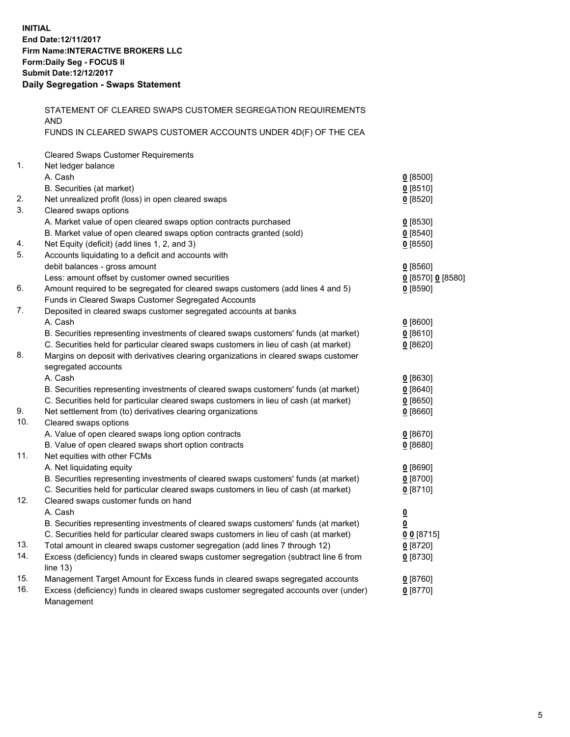**INITIAL**
**End Date:12/11/2017**
**Firm Name:INTERACTIVE BROKERS LLC**
**Form:Daily Seg - FOCUS II**
**Submit Date:12/12/2017**
**Daily Segregation - Swaps Statement**

STATEMENT OF CLEARED SWAPS CUSTOMER SEGREGATION REQUIREMENTS AND FUNDS IN CLEARED SWAPS CUSTOMER ACCOUNTS UNDER 4D(F) OF THE CEA

| | | |
|---|---|---|
| | Cleared Swaps Customer Requirements | |
| 1. | Net ledger balance | |
| | A. Cash | 0 [8500] |
| | B. Securities (at market) | 0 [8510] |
| 2. | Net unrealized profit (loss) in open cleared swaps | 0 [8520] |
| 3. | Cleared swaps options | |
| | A. Market value of open cleared swaps option contracts purchased | 0 [8530] |
| | B. Market value of open cleared swaps option contracts granted (sold) | 0 [8540] |
| 4. | Net Equity (deficit) (add lines 1, 2, and 3) | 0 [8550] |
| 5. | Accounts liquidating to a deficit and accounts with debit balances - gross amount | 0 [8560] |
| | Less: amount offset by customer owned securities | 0 [8570] 0 [8580] |
| 6. | Amount required to be segregated for cleared swaps customers (add lines 4 and 5) | 0 [8590] |
| | Funds in Cleared Swaps Customer Segregated Accounts | |
| 7. | Deposited in cleared swaps customer segregated accounts at banks | |
| | A. Cash | 0 [8600] |
| | B. Securities representing investments of cleared swaps customers' funds (at market) | 0 [8610] |
| | C. Securities held for particular cleared swaps customers in lieu of cash (at market) | 0 [8620] |
| 8. | Margins on deposit with derivatives clearing organizations in cleared swaps customer segregated accounts | |
| | A. Cash | 0 [8630] |
| | B. Securities representing investments of cleared swaps customers' funds (at market) | 0 [8640] |
| | C. Securities held for particular cleared swaps customers in lieu of cash (at market) | 0 [8650] |
| 9. | Net settlement from (to) derivatives clearing organizations | 0 [8660] |
| 10. | Cleared swaps options | |
| | A. Value of open cleared swaps long option contracts | 0 [8670] |
| | B. Value of open cleared swaps short option contracts | 0 [8680] |
| 11. | Net equities with other FCMs | |
| | A. Net liquidating equity | 0 [8690] |
| | B. Securities representing investments of cleared swaps customers' funds (at market) | 0 [8700] |
| | C. Securities held for particular cleared swaps customers in lieu of cash (at market) | 0 [8710] |
| 12. | Cleared swaps customer funds on hand | |
| | A. Cash | 0 |
| | B. Securities representing investments of cleared swaps customers' funds (at market) | 0 |
| | C. Securities held for particular cleared swaps customers in lieu of cash (at market) | 0 0 [8715] |
| 13. | Total amount in cleared swaps customer segregation (add lines 7 through 12) | 0 [8720] |
| 14. | Excess (deficiency) funds in cleared swaps customer segregation (subtract line 6 from line 13) | 0 [8730] |
| 15. | Management Target Amount for Excess funds in cleared swaps segregated accounts | 0 [8760] |
| 16. | Excess (deficiency) funds in cleared swaps customer segregated accounts over (under) Management | 0 [8770] |